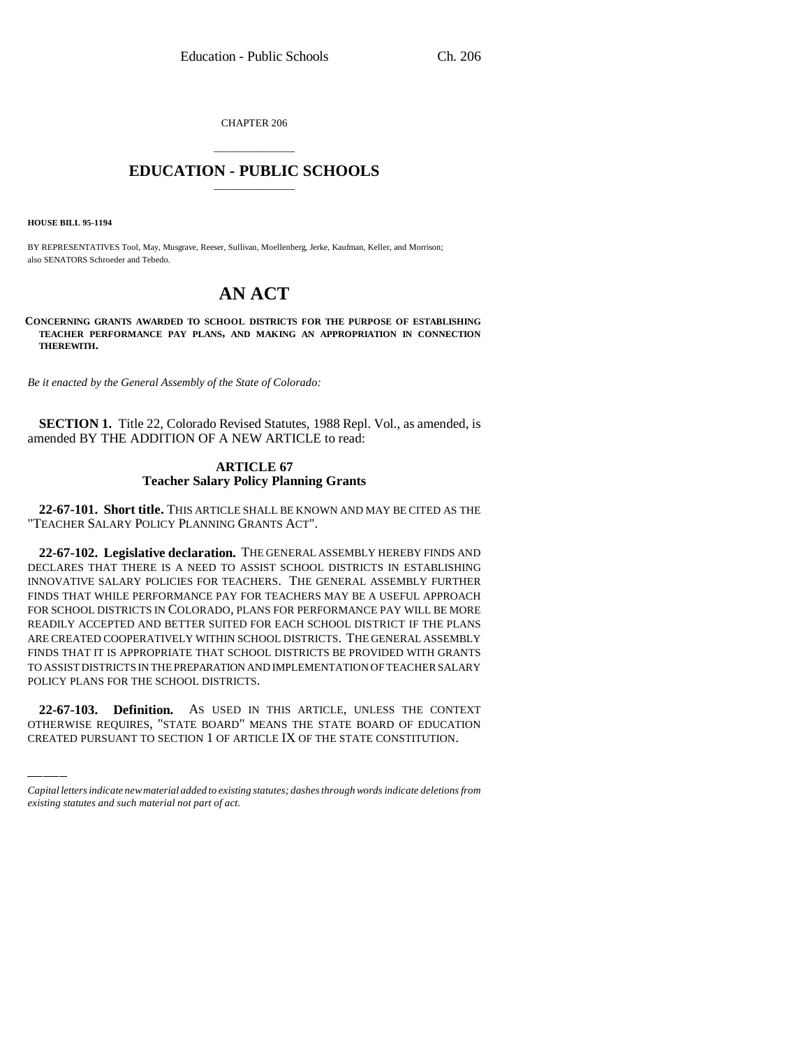CHAPTER 206

# EDUCATION - PUBLIC SCHOOLS

**HOUSE BILL 95-1194**

BY REPRESENTATIVES Tool, May, Musgrave, Reeser, Sullivan, Moellenberg, Jerke, Kaufman, Keller, and Morrison; also SENATORS Schroeder and Tebedo.

# AN ACT

**CONCERNING GRANTS AWARDED TO SCHOOL DISTRICTS FOR THE PURPOSE OF ESTABLISHING TEACHER PERFORMANCE PAY PLANS, AND MAKING AN APPROPRIATION IN CONNECTION THEREWITH.**

*Be it enacted by the General Assembly of the State of Colorado:*

**SECTION 1.** Title 22, Colorado Revised Statutes, 1988 Repl. Vol., as amended, is amended BY THE ADDITION OF A NEW ARTICLE to read:

## ARTICLE 67
## Teacher Salary Policy Planning Grants

**22-67-101. Short title.** THIS ARTICLE SHALL BE KNOWN AND MAY BE CITED AS THE "TEACHER SALARY POLICY PLANNING GRANTS ACT".

**22-67-102. Legislative declaration.** THE GENERAL ASSEMBLY HEREBY FINDS AND DECLARES THAT THERE IS A NEED TO ASSIST SCHOOL DISTRICTS IN ESTABLISHING INNOVATIVE SALARY POLICIES FOR TEACHERS. THE GENERAL ASSEMBLY FURTHER FINDS THAT WHILE PERFORMANCE PAY FOR TEACHERS MAY BE A USEFUL APPROACH FOR SCHOOL DISTRICTS IN COLORADO, PLANS FOR PERFORMANCE PAY WILL BE MORE READILY ACCEPTED AND BETTER SUITED FOR EACH SCHOOL DISTRICT IF THE PLANS ARE CREATED COOPERATIVELY WITHIN SCHOOL DISTRICTS. THE GENERAL ASSEMBLY FINDS THAT IT IS APPROPRIATE THAT SCHOOL DISTRICTS BE PROVIDED WITH GRANTS TO ASSIST DISTRICTS IN THE PREPARATION AND IMPLEMENTATION OF TEACHER SALARY POLICY PLANS FOR THE SCHOOL DISTRICTS.

**22-67-103. Definition.** AS USED IN THIS ARTICLE, UNLESS THE CONTEXT OTHERWISE REQUIRES, "STATE BOARD" MEANS THE STATE BOARD OF EDUCATION CREATED PURSUANT TO SECTION 1 OF ARTICLE IX OF THE STATE CONSTITUTION.

---

*Capital letters indicate new material added to existing statutes; dashes through words indicate deletions from existing statutes and such material not part of act.*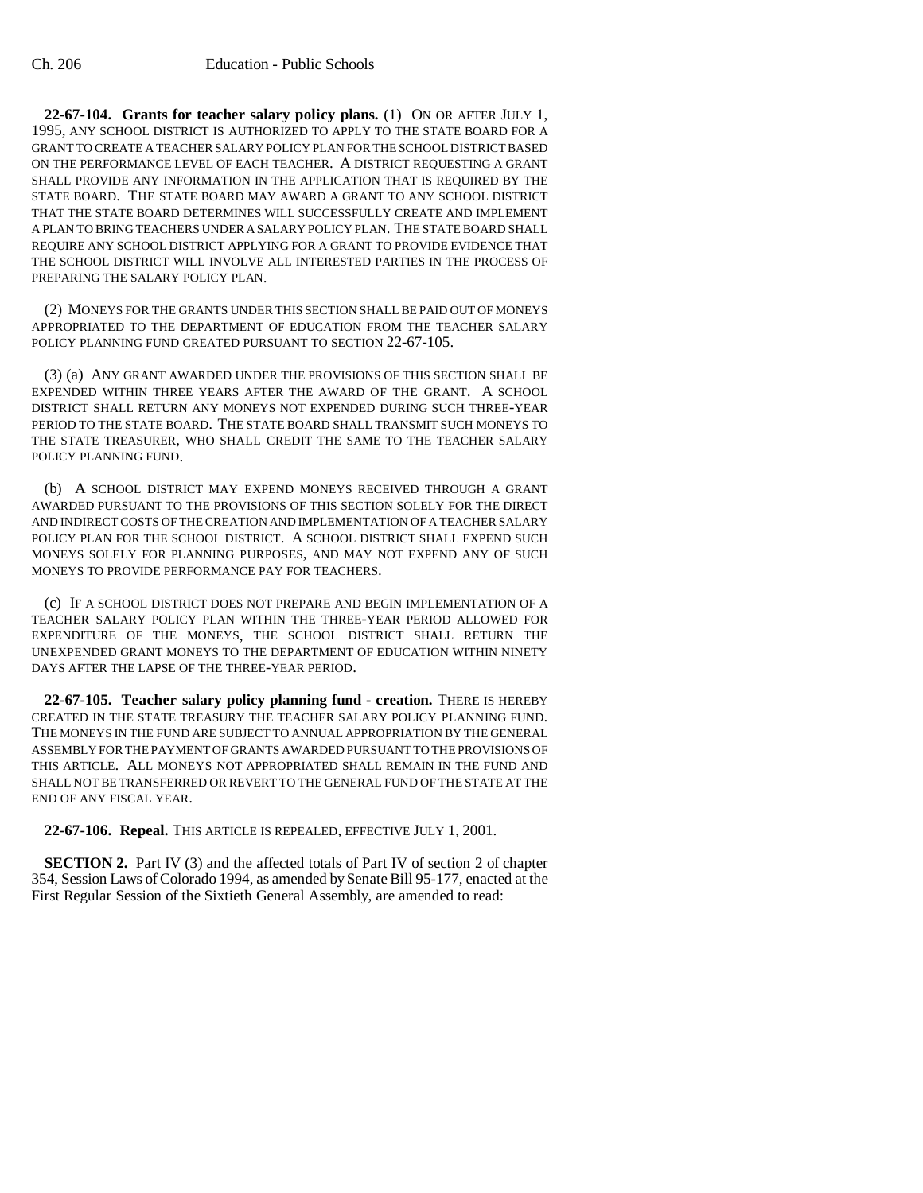**22-67-104. Grants for teacher salary policy plans.** (1) ON OR AFTER JULY 1, 1995, ANY SCHOOL DISTRICT IS AUTHORIZED TO APPLY TO THE STATE BOARD FOR A GRANT TO CREATE A TEACHER SALARY POLICY PLAN FOR THE SCHOOL DISTRICT BASED ON THE PERFORMANCE LEVEL OF EACH TEACHER. A DISTRICT REQUESTING A GRANT SHALL PROVIDE ANY INFORMATION IN THE APPLICATION THAT IS REQUIRED BY THE STATE BOARD. THE STATE BOARD MAY AWARD A GRANT TO ANY SCHOOL DISTRICT THAT THE STATE BOARD DETERMINES WILL SUCCESSFULLY CREATE AND IMPLEMENT A PLAN TO BRING TEACHERS UNDER A SALARY POLICY PLAN. THE STATE BOARD SHALL REQUIRE ANY SCHOOL DISTRICT APPLYING FOR A GRANT TO PROVIDE EVIDENCE THAT THE SCHOOL DISTRICT WILL INVOLVE ALL INTERESTED PARTIES IN THE PROCESS OF PREPARING THE SALARY POLICY PLAN.

(2) MONEYS FOR THE GRANTS UNDER THIS SECTION SHALL BE PAID OUT OF MONEYS APPROPRIATED TO THE DEPARTMENT OF EDUCATION FROM THE TEACHER SALARY POLICY PLANNING FUND CREATED PURSUANT TO SECTION 22-67-105.

(3) (a) ANY GRANT AWARDED UNDER THE PROVISIONS OF THIS SECTION SHALL BE EXPENDED WITHIN THREE YEARS AFTER THE AWARD OF THE GRANT. A SCHOOL DISTRICT SHALL RETURN ANY MONEYS NOT EXPENDED DURING SUCH THREE-YEAR PERIOD TO THE STATE BOARD. THE STATE BOARD SHALL TRANSMIT SUCH MONEYS TO THE STATE TREASURER, WHO SHALL CREDIT THE SAME TO THE TEACHER SALARY POLICY PLANNING FUND.

(b) A SCHOOL DISTRICT MAY EXPEND MONEYS RECEIVED THROUGH A GRANT AWARDED PURSUANT TO THE PROVISIONS OF THIS SECTION SOLELY FOR THE DIRECT AND INDIRECT COSTS OF THE CREATION AND IMPLEMENTATION OF A TEACHER SALARY POLICY PLAN FOR THE SCHOOL DISTRICT. A SCHOOL DISTRICT SHALL EXPEND SUCH MONEYS SOLELY FOR PLANNING PURPOSES, AND MAY NOT EXPEND ANY OF SUCH MONEYS TO PROVIDE PERFORMANCE PAY FOR TEACHERS.

(c) IF A SCHOOL DISTRICT DOES NOT PREPARE AND BEGIN IMPLEMENTATION OF A TEACHER SALARY POLICY PLAN WITHIN THE THREE-YEAR PERIOD ALLOWED FOR EXPENDITURE OF THE MONEYS, THE SCHOOL DISTRICT SHALL RETURN THE UNEXPENDED GRANT MONEYS TO THE DEPARTMENT OF EDUCATION WITHIN NINETY DAYS AFTER THE LAPSE OF THE THREE-YEAR PERIOD.

**22-67-105. Teacher salary policy planning fund - creation.** THERE IS HEREBY CREATED IN THE STATE TREASURY THE TEACHER SALARY POLICY PLANNING FUND. THE MONEYS IN THE FUND ARE SUBJECT TO ANNUAL APPROPRIATION BY THE GENERAL ASSEMBLY FOR THE PAYMENT OF GRANTS AWARDED PURSUANT TO THE PROVISIONS OF THIS ARTICLE. ALL MONEYS NOT APPROPRIATED SHALL REMAIN IN THE FUND AND SHALL NOT BE TRANSFERRED OR REVERT TO THE GENERAL FUND OF THE STATE AT THE END OF ANY FISCAL YEAR.

**22-67-106. Repeal.** THIS ARTICLE IS REPEALED, EFFECTIVE JULY 1, 2001.

**SECTION 2.** Part IV (3) and the affected totals of Part IV of section 2 of chapter 354, Session Laws of Colorado 1994, as amended by Senate Bill 95-177, enacted at the First Regular Session of the Sixtieth General Assembly, are amended to read: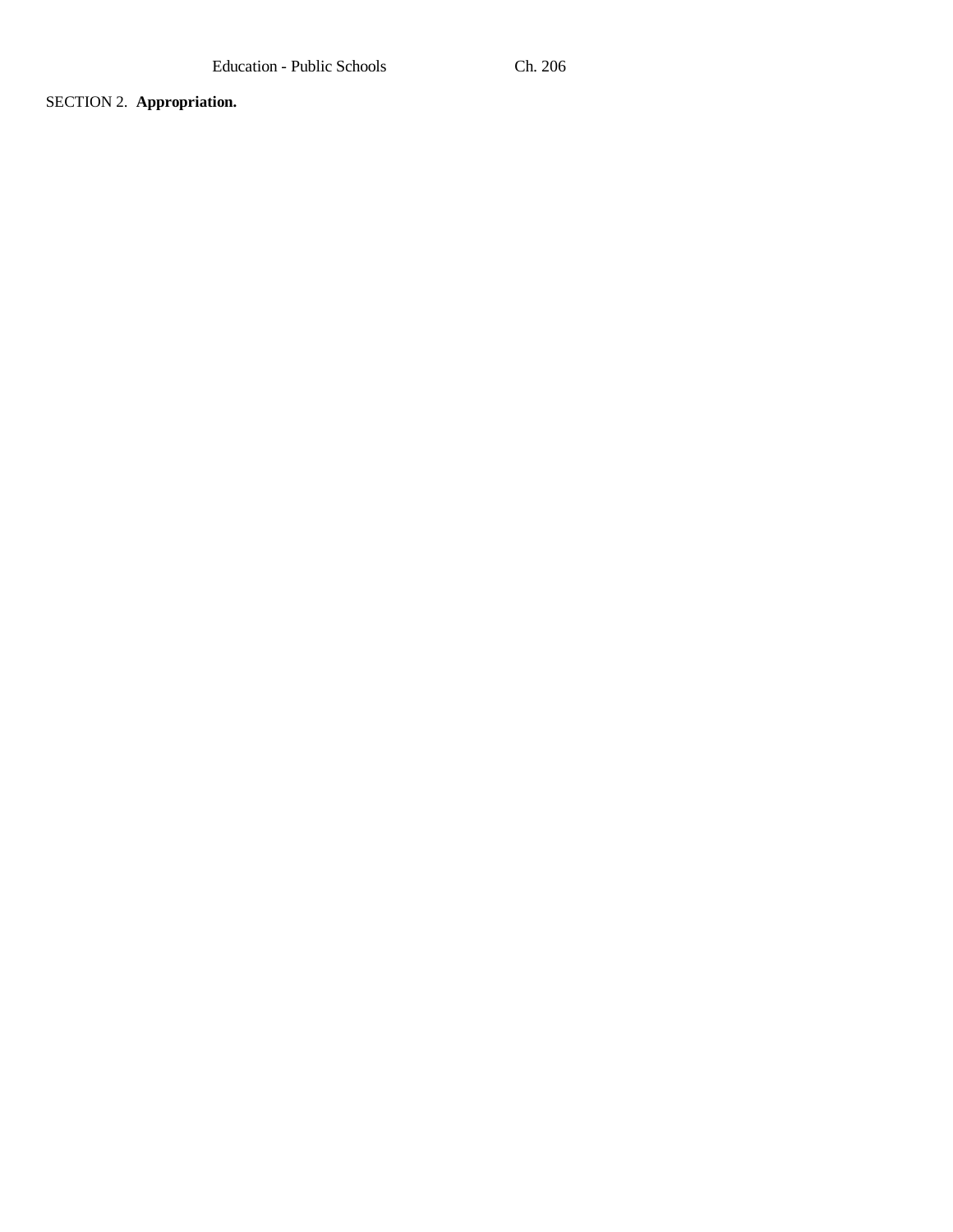SECTION 2. **Appropriation.**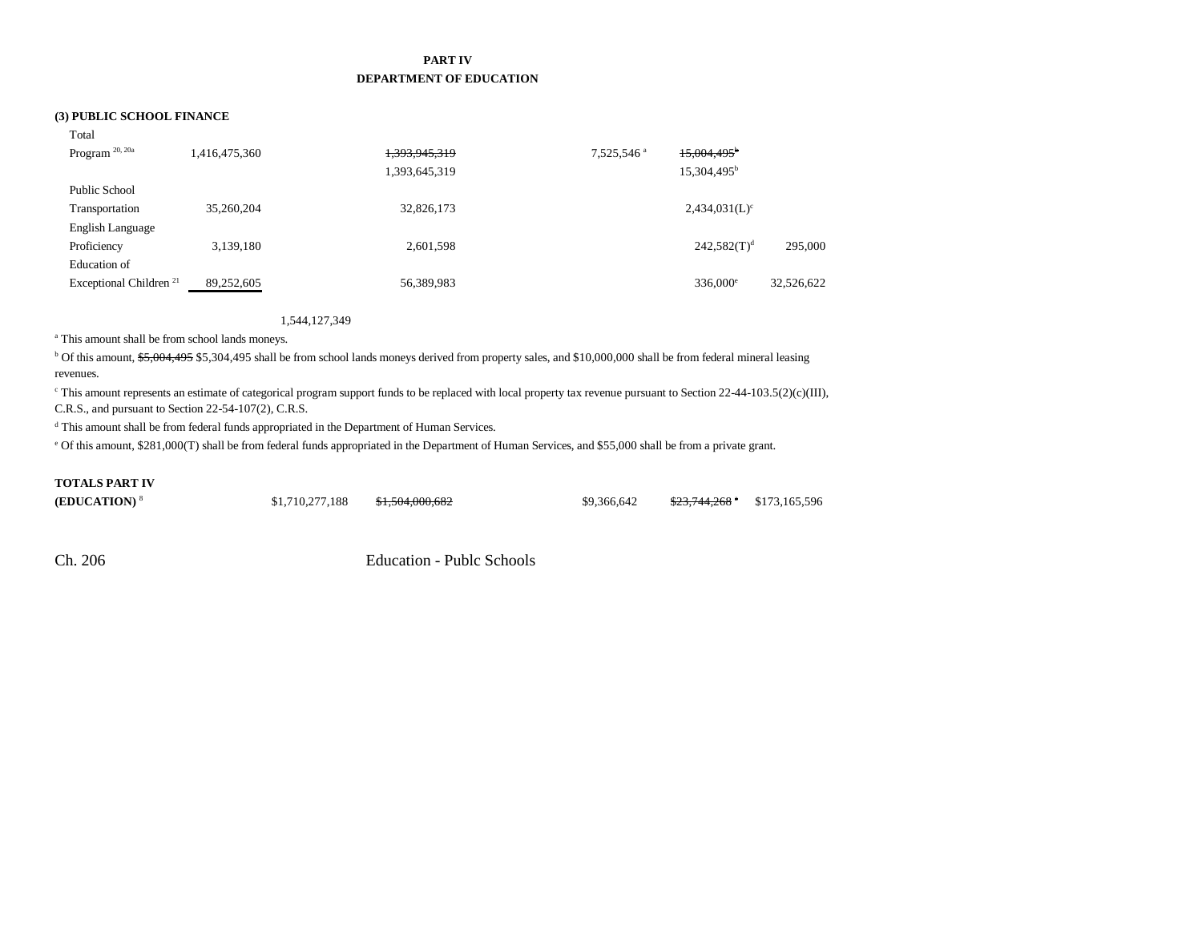# PART IV
## DEPARTMENT OF EDUCATION

**(3) PUBLIC SCHOOL FINANCE**

| | | | | | | |
|---|---|---|---|---|---|---|
| Total Program [20, 20a] | 1,416,475,360 | ~~1,393,945,319~~ 1,393,645,319 | | 7,525,546 [a] | ~~15,004,495~~[b] 15,304,495[b] | |
| Public School Transportation | 35,260,204 | 32,826,173 | | | 2,434,031(L)[c] | |
| English Language Proficiency | 3,139,180 | 2,601,598 | | | 242,582(T)[d] | 295,000 |
| Education of Exceptional Children [21] | 89,252,605 | 56,389,983 | | | 336,000[e] | 32,526,622 |
| | | 1,544,127,349 | | | | |

[a] This amount shall be from school lands moneys.

[b] Of this amount, ~~$5,004,495~~ $5,304,495 shall be from school lands moneys derived from property sales, and $10,000,000 shall be from federal mineral leasing revenues.

[c] This amount represents an estimate of categorical program support funds to be replaced with local property tax revenue pursuant to Section 22-44-103.5(2)(c)(III), C.R.S., and pursuant to Section 22-54-107(2), C.R.S.

[d] This amount shall be from federal funds appropriated in the Department of Human Services.

[e] Of this amount, $281,000(T) shall be from federal funds appropriated in the Department of Human Services, and $55,000 shall be from a private grant.

| | | | | | | |
|---|---|---|---|---|---|---|
| **TOTALS PART IV (EDUCATION)** [8] | $1,710,277,188 | ~~$1,504,000,682~~ | | $9,366,642 | ~~$23,744,268~~ [a] | $173,165,596 |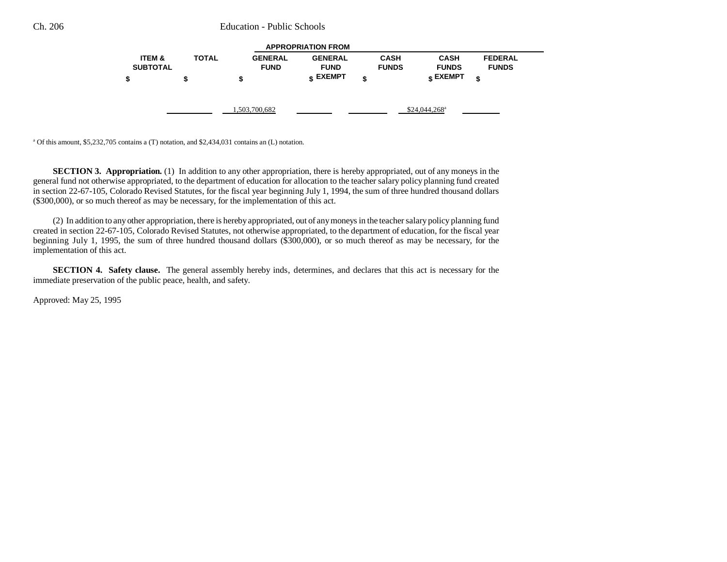| ITEM & SUBTOTAL | TOTAL | APPROPRIATION FROM | | | | |
|---|---|---|---|---|---|---|
| | | GENERAL FUND | GENERAL FUND EXEMPT | CASH FUNDS | CASH FUNDS EXEMPT | FEDERAL FUNDS |
| $ | $ | $ | $ | $ | $ | $ |
| | | 1,503,700,682 | | | $24,044,268[a] | |

[a] Of this amount, $5,232,705 contains a (T) notation, and $2,434,031 contains an (L) notation.

**SECTION 3. Appropriation.** (1) In addition to any other appropriation, there is hereby appropriated, out of any moneys in the general fund not otherwise appropriated, to the department of education for allocation to the teacher salary policy planning fund created in section 22-67-105, Colorado Revised Statutes, for the fiscal year beginning July 1, 1994, the sum of three hundred thousand dollars ($300,000), or so much thereof as may be necessary, for the implementation of this act.

(2) In addition to any other appropriation, there is hereby appropriated, out of any moneys in the teacher salary policy planning fund created in section 22-67-105, Colorado Revised Statutes, not otherwise appropriated, to the department of education, for the fiscal year beginning July 1, 1995, the sum of three hundred thousand dollars ($300,000), or so much thereof as may be necessary, for the implementation of this act.

**SECTION 4. Safety clause.** The general assembly hereby inds, determines, and declares that this act is necessary for the immediate preservation of the public peace, health, and safety.

Approved: May 25, 1995